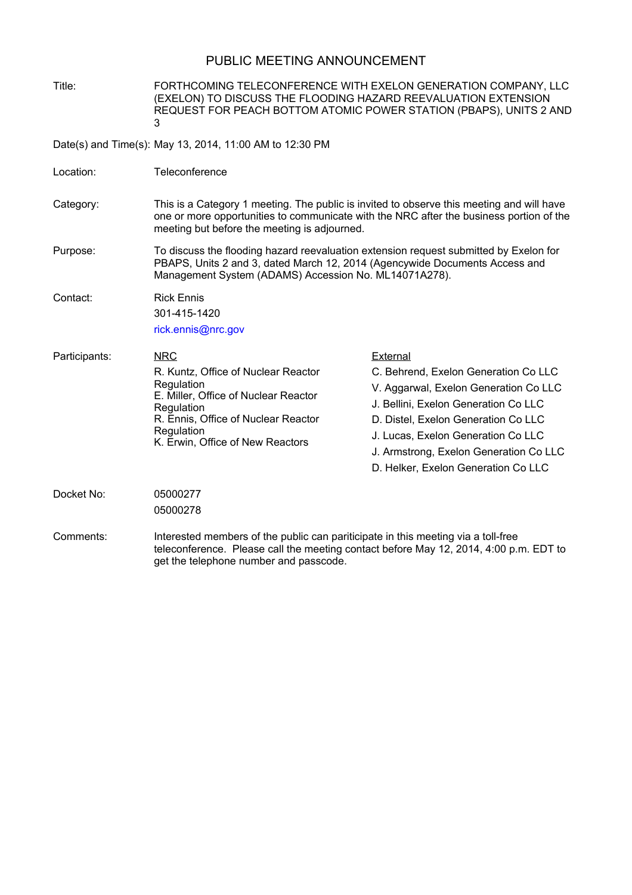# PUBLIC MEETING ANNOUNCEMENT

**Title:** FORTHCOMING TELECONFERENCE WITH EXELON GENERATION COMPANY, LLC (EXELON) TO DISCUSS THE FLOODING HAZARD REEVALUATION EXTENSION REQUEST FOR PEACH BOTTOM ATOMIC POWER STATION (PBAPS), UNITS 2 AND 3

**Date(s) and Time(s):** May 13, 2014, 11:00 AM to 12:30 PM

**Location:** Teleconference

**Category:** This is a Category 1 meeting. The public is invited to observe this meeting and will have one or more opportunities to communicate with the NRC after the business portion of the meeting but before the meeting is adjourned.

**Purpose:** To discuss the flooding hazard reevaluation extension request submitted by Exelon for PBAPS, Units 2 and 3, dated March 12, 2014 (Agencywide Documents Access and Management System (ADAMS) Accession No. ML14071A278).

**Contact:** Rick Ennis
301-415-1420
rick.ennis@nrc.gov

**Participants:**

| NRC | External |
|---|---|
| R. Kuntz, Office of Nuclear Reactor Regulation | C. Behrend, Exelon Generation Co LLC |
| E. Miller, Office of Nuclear Reactor Regulation | V. Aggarwal, Exelon Generation Co LLC |
| R. Ennis, Office of Nuclear Reactor Regulation | J. Bellini, Exelon Generation Co LLC |
| K. Erwin, Office of New Reactors | D. Distel, Exelon Generation Co LLC |
| | J. Lucas, Exelon Generation Co LLC |
| | J. Armstrong, Exelon Generation Co LLC |
| | D. Helker, Exelon Generation Co LLC |

**Docket No:** 05000277
05000278

**Comments:** Interested members of the public can pariticipate in this meeting via a toll-free teleconference. Please call the meeting contact before May 12, 2014, 4:00 p.m. EDT to get the telephone number and passcode.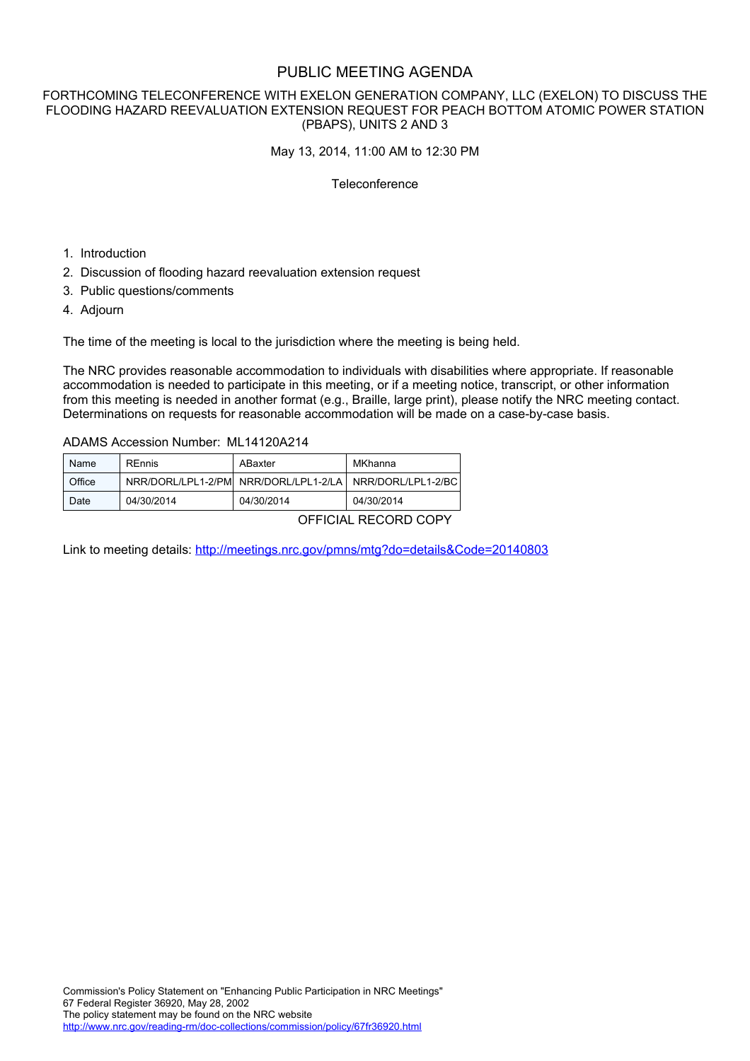# PUBLIC MEETING AGENDA

## FORTHCOMING TELECONFERENCE WITH EXELON GENERATION COMPANY, LLC (EXELON) TO DISCUSS THE FLOODING HAZARD REEVALUATION EXTENSION REQUEST FOR PEACH BOTTOM ATOMIC POWER STATION (PBAPS), UNITS 2 AND 3

May 13, 2014, 11:00 AM to 12:30 PM

Teleconference

1. Introduction
2. Discussion of flooding hazard reevaluation extension request
3. Public questions/comments
4. Adjourn

The time of the meeting is local to the jurisdiction where the meeting is being held.

The NRC provides reasonable accommodation to individuals with disabilities where appropriate. If reasonable accommodation is needed to participate in this meeting, or if a meeting notice, transcript, or other information from this meeting is needed in another format (e.g., Braille, large print), please notify the NRC meeting contact. Determinations on requests for reasonable accommodation will be made on a case-by-case basis.

ADAMS Accession Number: ML14120A214

| | | | |
|---|---|---|---|
| Name | REnnis | ABaxter | MKhanna |
| Office | NRR/DORL/LPL1-2/PM | NRR/DORL/LPL1-2/LA | NRR/DORL/LPL1-2/BC |
| Date | 04/30/2014 | 04/30/2014 | 04/30/2014 |

OFFICIAL RECORD COPY

Link to meeting details: http://meetings.nrc.gov/pmns/mtg?do=details&Code=20140803

Commission's Policy Statement on "Enhancing Public Participation in NRC Meetings"
67 Federal Register 36920, May 28, 2002
The policy statement may be found on the NRC website
http://www.nrc.gov/reading-rm/doc-collections/commission/policy/67fr36920.html